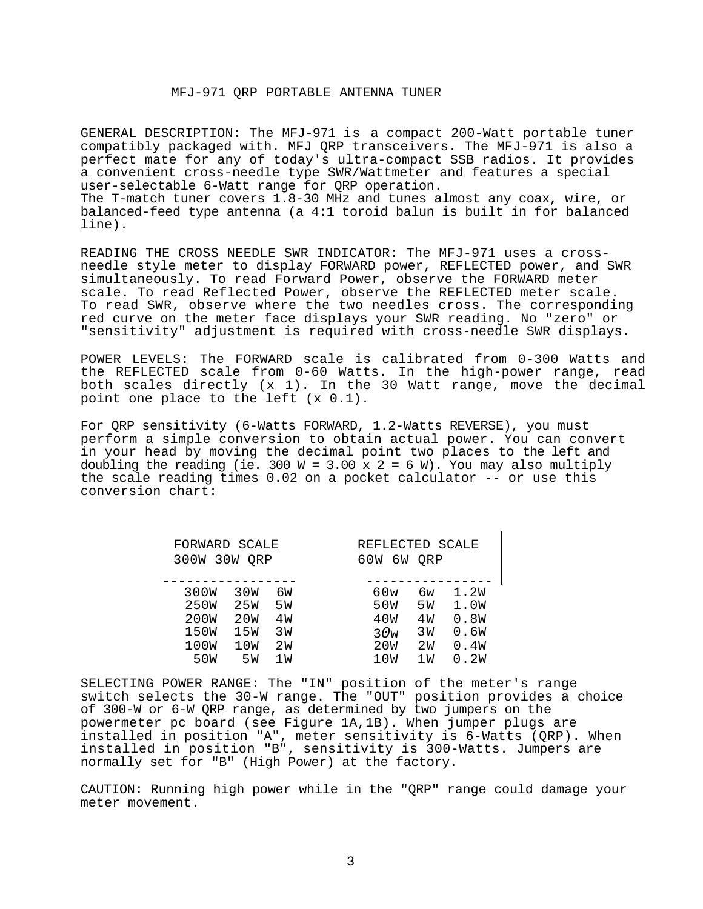# MFJ-971 QRP PORTABLE ANTENNA TUNER

GENERAL DESCRIPTION: The MFJ-971 is a compact 200-Watt portable tuner compatibly packaged with. MFJ QRP transceivers. The MFJ-971 is also a perfect mate for any of today's ultra-compact SSB radios. It provides a convenient cross-needle type SWR/Wattmeter and features a special user-selectable 6-Watt range for QRP operation.
The T-match tuner covers 1.8-30 MHz and tunes almost any coax, wire, or balanced-feed type antenna (a 4:1 toroid balun is built in for balanced line).

READING THE CROSS NEEDLE SWR INDICATOR: The MFJ-971 uses a cross-needle style meter to display FORWARD power, REFLECTED power, and SWR simultaneously. To read Forward Power, observe the FORWARD meter scale. To read Reflected Power, observe the REFLECTED meter scale. To read SWR, observe where the two needles cross. The corresponding red curve on the meter face displays your SWR reading. No "zero" or "sensitivity" adjustment is required with cross-needle SWR displays.

POWER LEVELS: The FORWARD scale is calibrated from 0-300 Watts and the REFLECTED scale from 0-60 Watts. In the high-power range, read both scales directly (x 1). In the 30 Watt range, move the decimal point one place to the left (x 0.1).

For QRP sensitivity (6-Watts FORWARD, 1.2-Watts REVERSE), you must perform a simple conversion to obtain actual power. You can convert in your head by moving the decimal point two places to the left and doubling the reading (ie. 300 W = 3.00 x 2 = 6 W). You may also multiply the scale reading times 0.02 on a pocket calculator -- or use this conversion chart:

| FORWARD SCALE | | | REFLECTED SCALE | | |
|---|---|---|---|---|---|
| 300W | 30W | QRP | 60W | 6W | QRP |
| 300W | 30W | 6W | 60w | 6w | 1.2W |
| 250W | 25W | 5W | 50W | 5W | 1.0W |
| 200W | 20W | 4W | 40W | 4W | 0.8W |
| 150W | 15W | 3W | 30w | 3W | 0.6W |
| 100W | 10W | 2W | 20W | 2W | 0.4W |
| 50W | 5W | 1W | 10W | 1W | 0.2W |

SELECTING POWER RANGE: The "IN" position of the meter's range switch selects the 30-W range. The "OUT" position provides a choice of 300-W or 6-W QRP range, as determined by two jumpers on the powermeter pc board (see Figure 1A,1B). When jumper plugs are installed in position "A", meter sensitivity is 6-Watts (QRP). When installed in position "B", sensitivity is 300-Watts. Jumpers are normally set for "B" (High Power) at the factory.

CAUTION: Running high power while in the "QRP" range could damage your meter movement.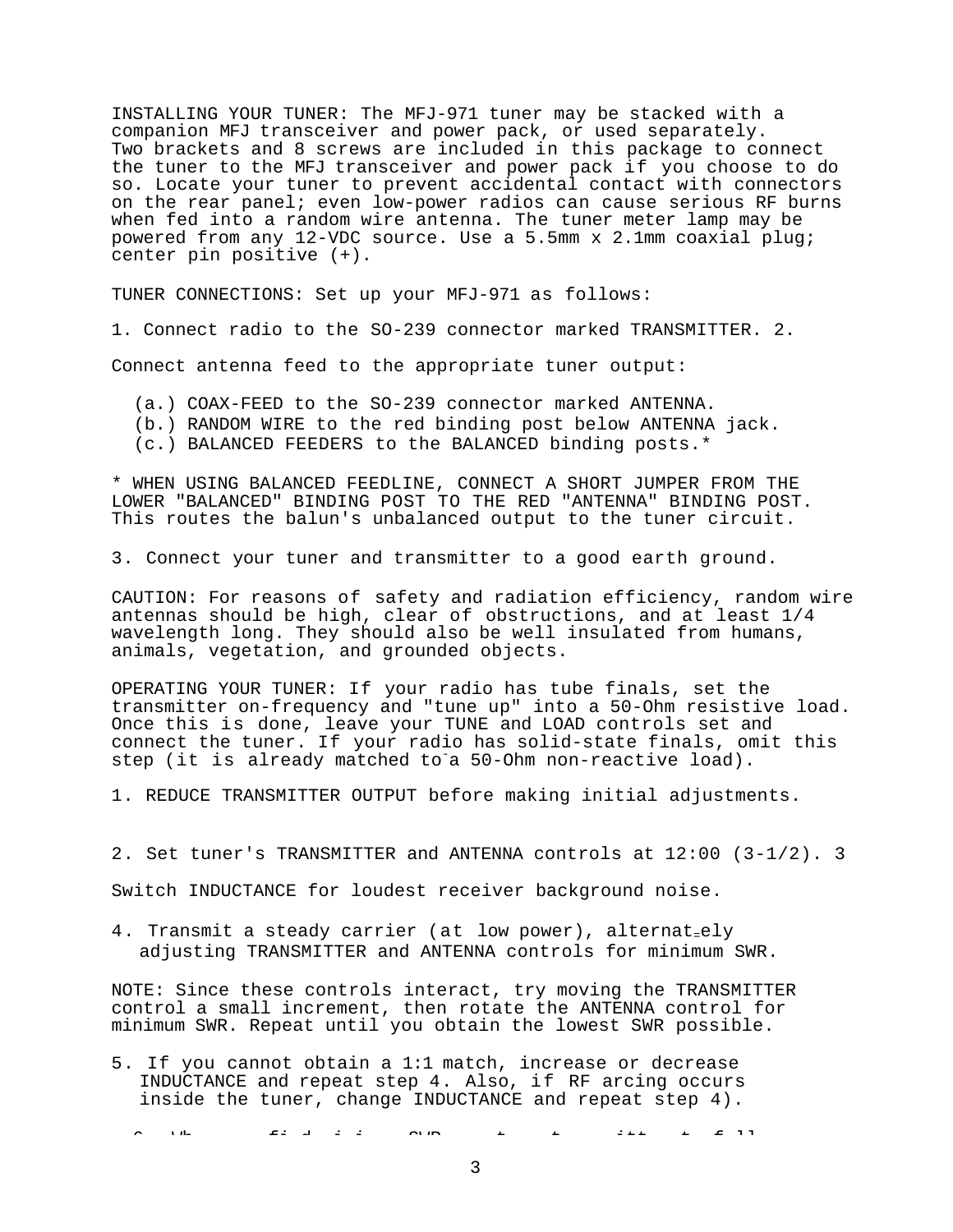INSTALLING YOUR TUNER: The MFJ-971 tuner may be stacked with a companion MFJ transceiver and power pack, or used separately. Two brackets and 8 screws are included in this package to connect the tuner to the MFJ transceiver and power pack if you choose to do so. Locate your tuner to prevent accidental contact with connectors on the rear panel; even low-power radios can cause serious RF burns when fed into a random wire antenna. The tuner meter lamp may be powered from any 12-VDC source. Use a 5.5mm x 2.1mm coaxial plug; center pin positive (+).

TUNER CONNECTIONS: Set up your MFJ-971 as follows:

1. Connect radio to the SO-239 connector marked TRANSMITTER. 2.

Connect antenna feed to the appropriate tuner output:

(a.) COAX-FEED to the SO-239 connector marked ANTENNA.
(b.) RANDOM WIRE to the red binding post below ANTENNA jack.
(c.) BALANCED FEEDERS to the BALANCED binding posts.*

* WHEN USING BALANCED FEEDLINE, CONNECT A SHORT JUMPER FROM THE LOWER "BALANCED" BINDING POST TO THE RED "ANTENNA" BINDING POST. This routes the balun's unbalanced output to the tuner circuit.

3. Connect your tuner and transmitter to a good earth ground.

CAUTION: For reasons of safety and radiation efficiency, random wire antennas should be high, clear of obstructions, and at least 1/4 wavelength long. They should also be well insulated from humans, animals, vegetation, and grounded objects.

OPERATING YOUR TUNER: If your radio has tube finals, set the transmitter on-frequency and "tune up" into a 50-Ohm resistive load. Once this is done, leave your TUNE and LOAD controls set and connect the tuner. If your radio has solid-state finals, omit this step (it is already matched to a 50-Ohm non-reactive load).

1. REDUCE TRANSMITTER OUTPUT before making initial adjustments.

2. Set tuner's TRANSMITTER and ANTENNA controls at 12:00 (3-1/2). 3

Switch INDUCTANCE for loudest receiver background noise.

4. Transmit a steady carrier (at low power), alternately adjusting TRANSMITTER and ANTENNA controls for minimum SWR.

NOTE: Since these controls interact, try moving the TRANSMITTER control a small increment, then rotate the ANTENNA control for minimum SWR. Repeat until you obtain the lowest SWR possible.

5. If you cannot obtain a 1:1 match, increase or decrease INDUCTANCE and repeat step 4. Also, if RF arcing occurs inside the tuner, change INDUCTANCE and repeat step 4).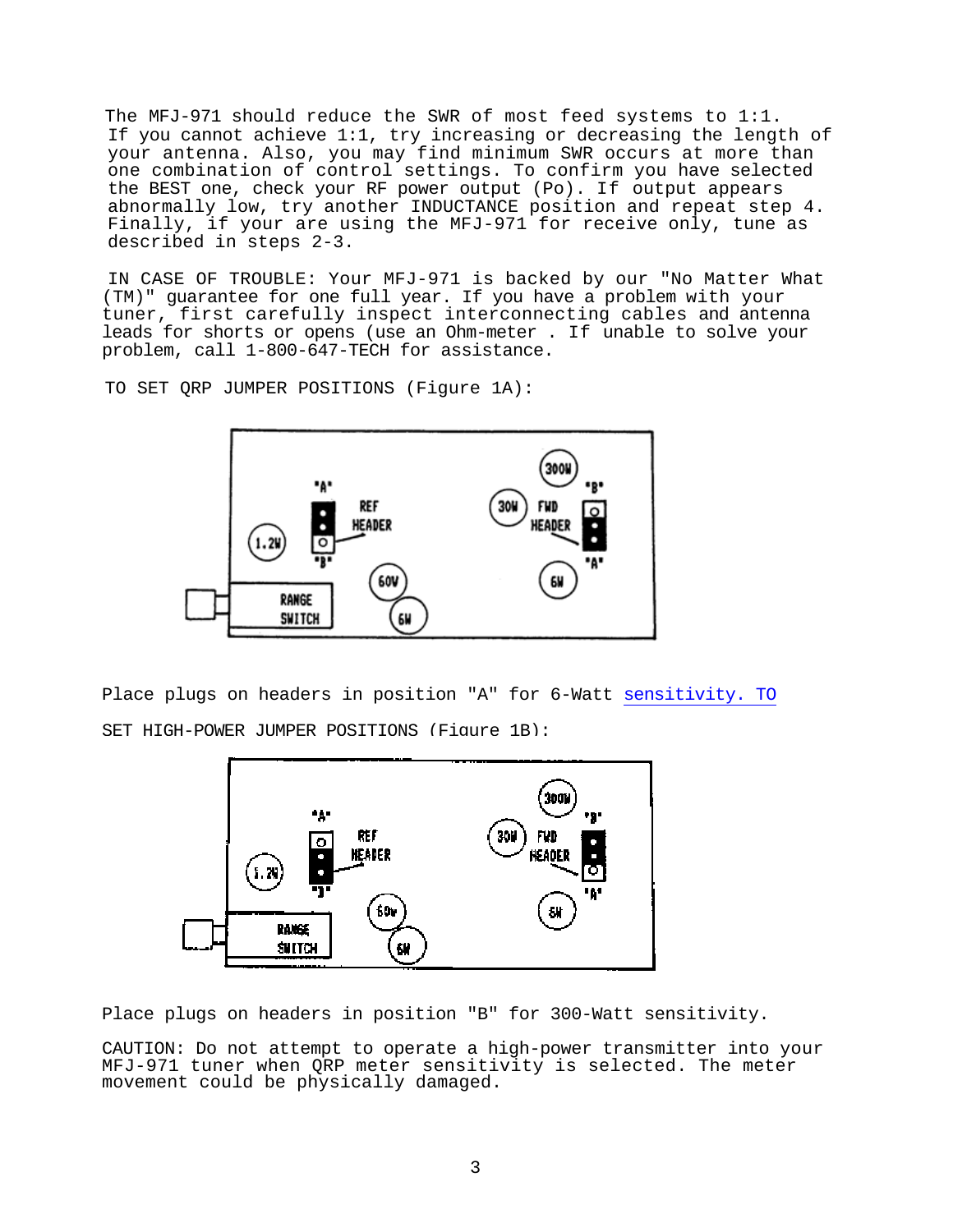The MFJ-971 should reduce the SWR of most feed systems to 1:1. If you cannot achieve 1:1, try increasing or decreasing the length of your antenna. Also, you may find minimum SWR occurs at more than one combination of control settings. To confirm you have selected the BEST one, check your RF power output (Po). If output appears abnormally low, try another INDUCTANCE position and repeat step 4. Finally, if your are using the MFJ-971 for receive only, tune as described in steps 2-3.

IN CASE OF TROUBLE: Your MFJ-971 is backed by our "No Matter What (TM)" guarantee for one full year. If you have a problem with your tuner, first carefully inspect interconnecting cables and antenna leads for shorts or opens (use an Ohm-meter . If unable to solve your problem, call 1-800-647-TECH for assistance.

TO SET QRP JUMPER POSITIONS (Figure 1A):

Place plugs on headers in position "A" for 6-Watt sensitivity. TO SET HIGH-POWER JUMPER POSITIONS (Figure 1B):

Place plugs on headers in position "B" for 300-Watt sensitivity.

CAUTION: Do not attempt to operate a high-power transmitter into your MFJ-971 tuner when QRP meter sensitivity is selected. The meter movement could be physically damaged.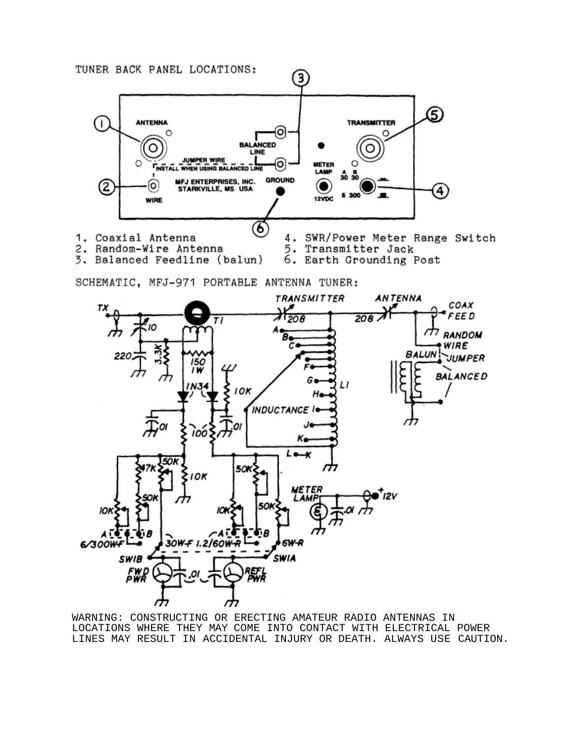TUNER BACK PANEL LOCATIONS:

1. Coaxial Antenna
2. Random-Wire Antenna
3. Balanced Feedline (balun)
4. SWR/Power Meter Range Switch
5. Transmitter Jack
6. Earth Grounding Post

SCHEMATIC, MFJ-971 PORTABLE ANTENNA TUNER:

WARNING: CONSTRUCTING OR ERECTING AMATEUR RADIO ANTENNAS IN LOCATIONS WHERE THEY MAY COME INTO CONTACT WITH ELECTRICAL POWER LINES MAY RESULT IN ACCIDENTAL INJURY OR DEATH. ALWAYS USE CAUTION.